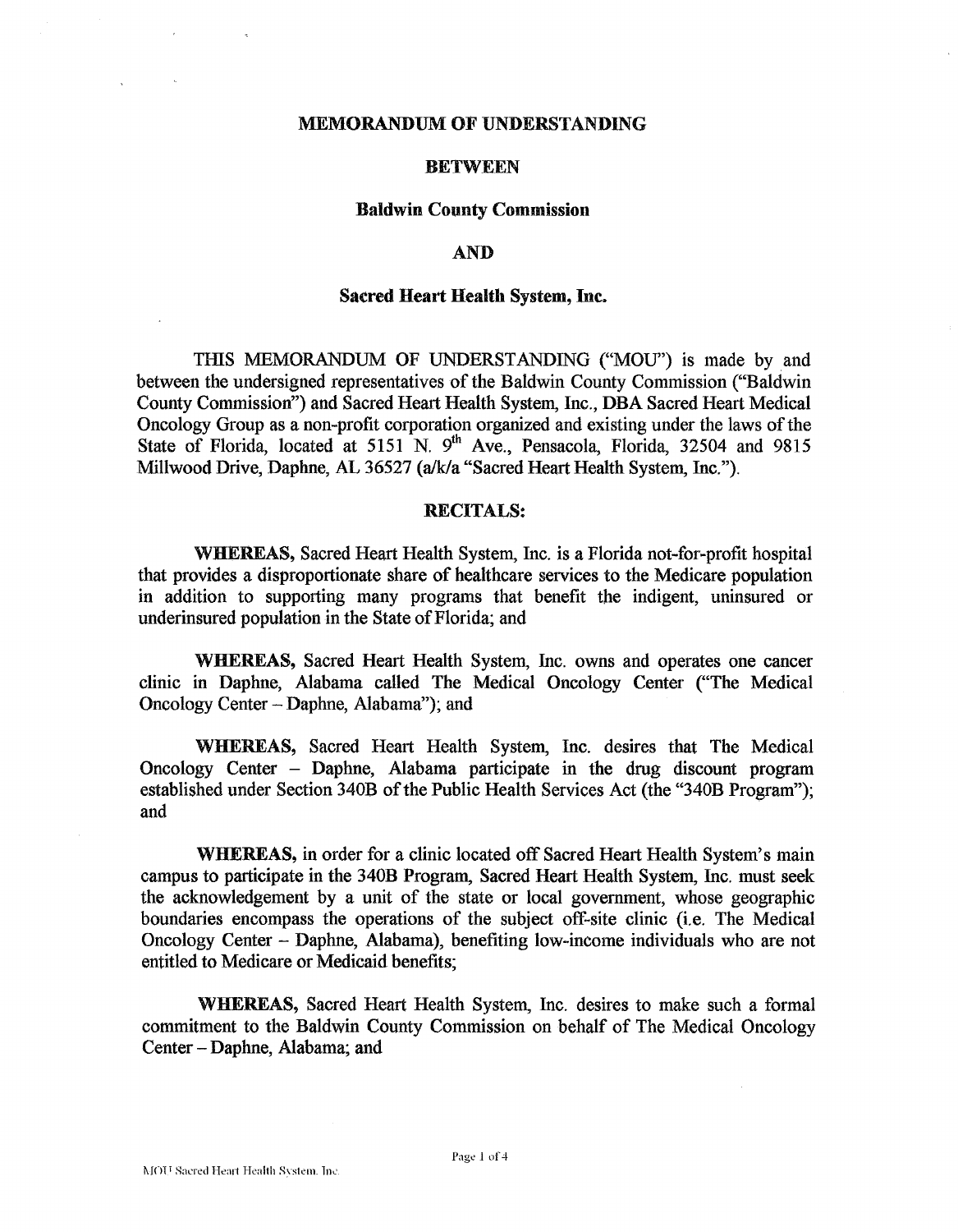**MEMORANDUM OF UNDERSTANDING**

**BETWEEN**

**Baldwin County Commission**

**AND**

**Sacred Heart Health System, Inc.**

THIS MEMORANDUM OF UNDERSTANDING ("MOU") is made by and between the undersigned representatives of the Baldwin County Commission ("Baldwin County Commission") and Sacred Heart Health System, Inc., DBA Sacred Heart Medical Oncology Group as a non-profit corporation organized and existing under the laws of the State of Florida, located at 5151 N. 9th Ave., Pensacola, Florida, 32504 and 9815 Millwood Drive, Daphne, AL 36527 (a/k/a "Sacred Heart Health System, Inc.").

**RECITALS:**

**WHEREAS,** Sacred Heart Health System, Inc. is a Florida not-for-profit hospital that provides a disproportionate share of healthcare services to the Medicare population in addition to supporting many programs that benefit the indigent, uninsured or underinsured population in the State of Florida; and

**WHEREAS,** Sacred Heart Health System, Inc. owns and operates one cancer clinic in Daphne, Alabama called The Medical Oncology Center ("The Medical Oncology Center – Daphne, Alabama"); and

**WHEREAS,** Sacred Heart Health System, Inc. desires that The Medical Oncology Center – Daphne, Alabama participate in the drug discount program established under Section 340B of the Public Health Services Act (the "340B Program"); and

**WHEREAS,** in order for a clinic located off Sacred Heart Health System's main campus to participate in the 340B Program, Sacred Heart Health System, Inc. must seek the acknowledgement by a unit of the state or local government, whose geographic boundaries encompass the operations of the subject off-site clinic (i.e. The Medical Oncology Center – Daphne, Alabama), benefiting low-income individuals who are not entitled to Medicare or Medicaid benefits;

**WHEREAS,** Sacred Heart Health System, Inc. desires to make such a formal commitment to the Baldwin County Commission on behalf of The Medical Oncology Center – Daphne, Alabama; and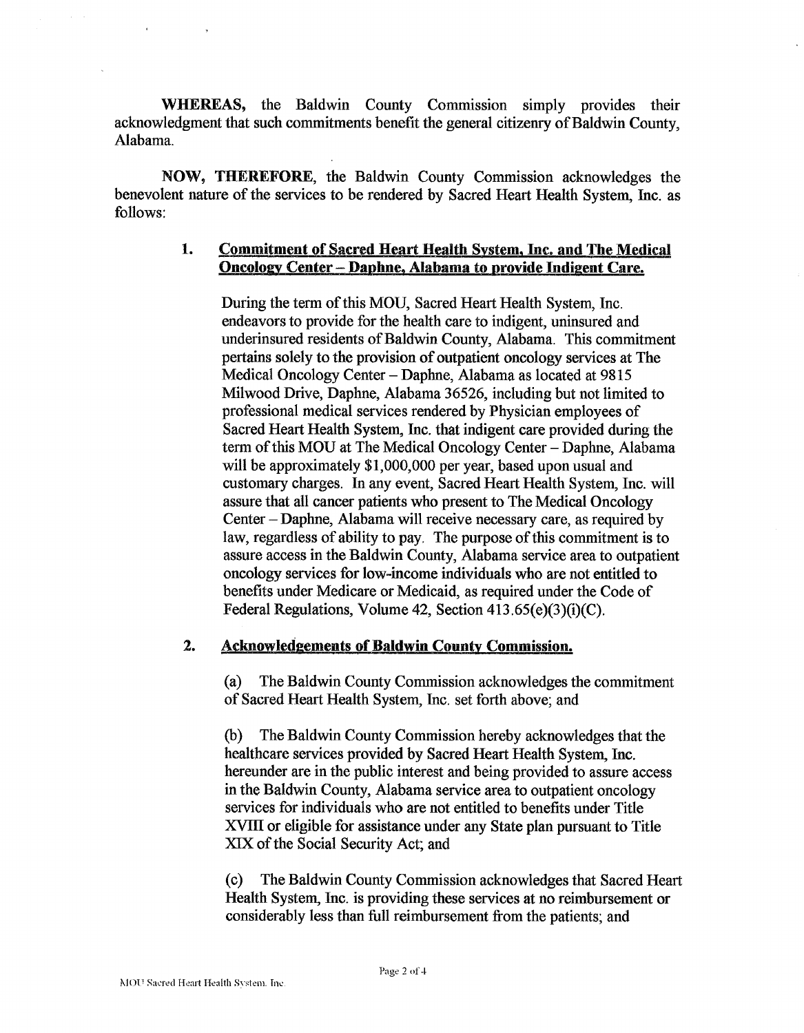**WHEREAS,** the Baldwin County Commission simply provides their acknowledgment that such commitments benefit the general citizenry of Baldwin County, Alabama.

**NOW, THEREFORE,** the Baldwin County Commission acknowledges the benevolent nature of the services to be rendered by Sacred Heart Health System, Inc. as follows:

1. **<u>Commitment of Sacred Heart Health System, Inc. and The Medical Oncology Center – Daphne, Alabama to provide Indigent Care.</u>**

   During the term of this MOU, Sacred Heart Health System, Inc. endeavors to provide for the health care to indigent, uninsured and underinsured residents of Baldwin County, Alabama. This commitment pertains solely to the provision of outpatient oncology services at The Medical Oncology Center – Daphne, Alabama as located at 9815 Milwood Drive, Daphne, Alabama 36526, including but not limited to professional medical services rendered by Physician employees of Sacred Heart Health System, Inc. that indigent care provided during the term of this MOU at The Medical Oncology Center – Daphne, Alabama will be approximately $1,000,000 per year, based upon usual and customary charges. In any event, Sacred Heart Health System, Inc. will assure that all cancer patients who present to The Medical Oncology Center – Daphne, Alabama will receive necessary care, as required by law, regardless of ability to pay. The purpose of this commitment is to assure access in the Baldwin County, Alabama service area to outpatient oncology services for low-income individuals who are not entitled to benefits under Medicare or Medicaid, as required under the Code of Federal Regulations, Volume 42, Section 413.65(e)(3)(i)(C).

2. **<u>Acknowledgements of Baldwin County Commission.</u>**

   (a) The Baldwin County Commission acknowledges the commitment of Sacred Heart Health System, Inc. set forth above; and

   (b) The Baldwin County Commission hereby acknowledges that the healthcare services provided by Sacred Heart Health System, Inc. hereunder are in the public interest and being provided to assure access in the Baldwin County, Alabama service area to outpatient oncology services for individuals who are not entitled to benefits under Title XVIII or eligible for assistance under any State plan pursuant to Title XIX of the Social Security Act; and

   (c) The Baldwin County Commission acknowledges that Sacred Heart Health System, Inc. is providing these services at no reimbursement or considerably less than full reimbursement from the patients; and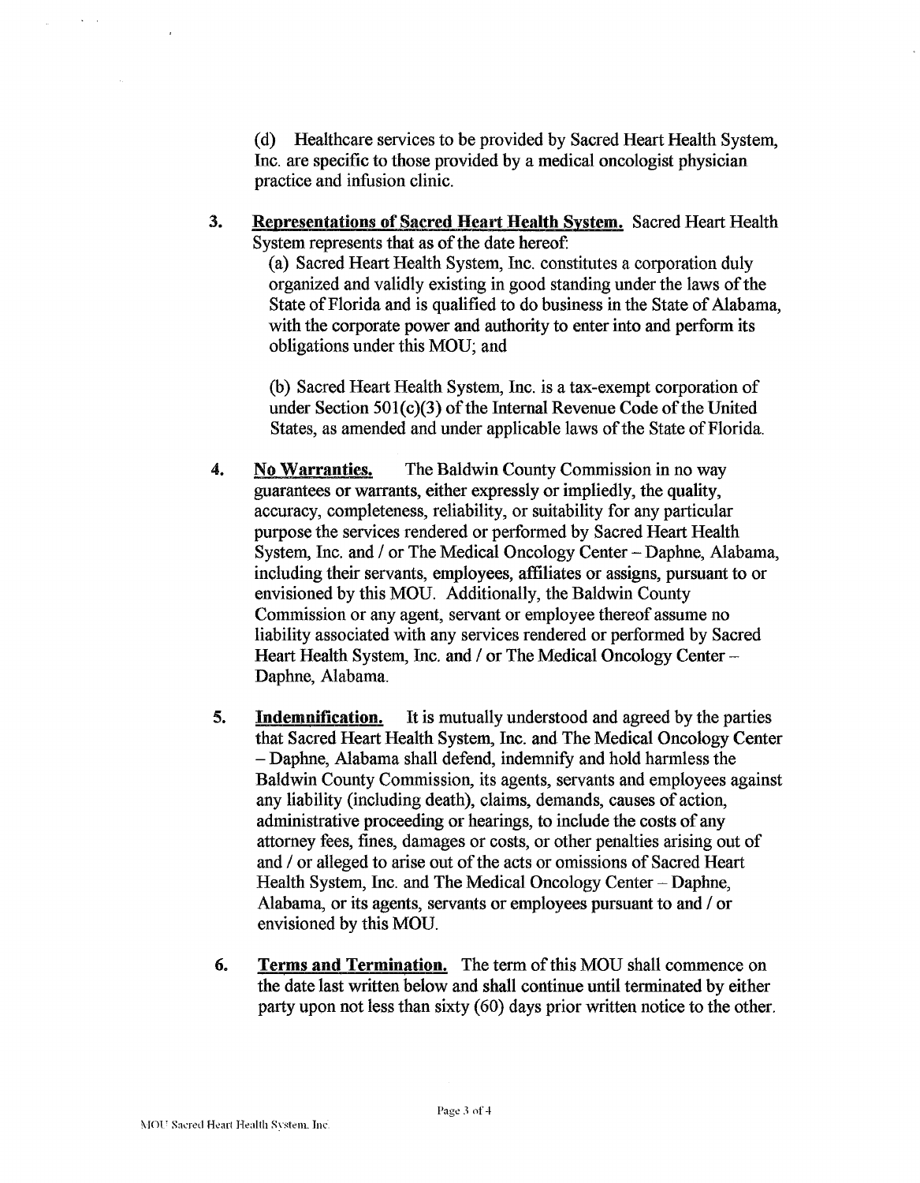(d) Healthcare services to be provided by Sacred Heart Health System, Inc. are specific to those provided by a medical oncologist physician practice and infusion clinic.

3. **Representations of Sacred Heart Health System.** Sacred Heart Health System represents that as of the date hereof:

   (a) Sacred Heart Health System, Inc. constitutes a corporation duly organized and validly existing in good standing under the laws of the State of Florida and is qualified to do business in the State of Alabama, with the corporate power and authority to enter into and perform its obligations under this MOU; and

   (b) Sacred Heart Health System, Inc. is a tax-exempt corporation of under Section 501(c)(3) of the Internal Revenue Code of the United States, as amended and under applicable laws of the State of Florida.

4. **No Warranties.** The Baldwin County Commission in no way guarantees or warrants, either expressly or impliedly, the quality, accuracy, completeness, reliability, or suitability for any particular purpose the services rendered or performed by Sacred Heart Health System, Inc. and / or The Medical Oncology Center – Daphne, Alabama, including their servants, employees, affiliates or assigns, pursuant to or envisioned by this MOU. Additionally, the Baldwin County Commission or any agent, servant or employee thereof assume no liability associated with any services rendered or performed by Sacred Heart Health System, Inc. and / or The Medical Oncology Center – Daphne, Alabama.

5. **Indemnification.** It is mutually understood and agreed by the parties that Sacred Heart Health System, Inc. and The Medical Oncology Center – Daphne, Alabama shall defend, indemnify and hold harmless the Baldwin County Commission, its agents, servants and employees against any liability (including death), claims, demands, causes of action, administrative proceeding or hearings, to include the costs of any attorney fees, fines, damages or costs, or other penalties arising out of and / or alleged to arise out of the acts or omissions of Sacred Heart Health System, Inc. and The Medical Oncology Center – Daphne, Alabama, or its agents, servants or employees pursuant to and / or envisioned by this MOU.

6. **Terms and Termination.** The term of this MOU shall commence on the date last written below and shall continue until terminated by either party upon not less than sixty (60) days prior written notice to the other.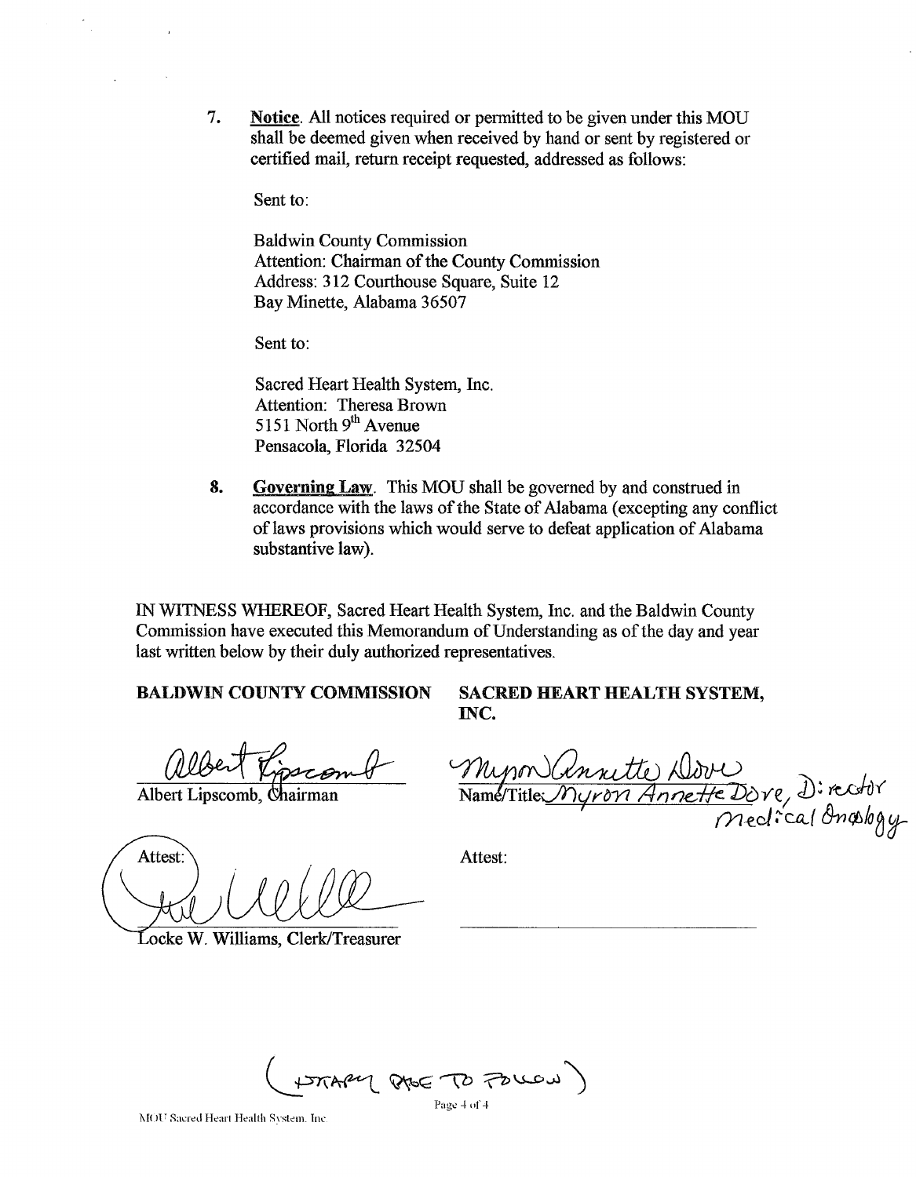7. **Notice**. All notices required or permitted to be given under this MOU shall be deemed given when received by hand or sent by registered or certified mail, return receipt requested, addressed as follows:

   Sent to:

   Baldwin County Commission
   Attention: Chairman of the County Commission
   Address: 312 Courthouse Square, Suite 12
   Bay Minette, Alabama 36507

   Sent to:

   Sacred Heart Health System, Inc.
   Attention: Theresa Brown
   5151 North 9th Avenue
   Pensacola, Florida 32504

8. **Governing Law**. This MOU shall be governed by and construed in accordance with the laws of the State of Alabama (excepting any conflict of laws provisions which would serve to defeat application of Alabama substantive law).

IN WITNESS WHEREOF, Sacred Heart Health System, Inc. and the Baldwin County Commission have executed this Memorandum of Understanding as of the day and year last written below by their duly authorized representatives.

**BALDWIN COUNTY COMMISSION**

Albert Lipscomb

Albert Lipscomb, Chairman

Attest:

Locke W. Williams, Clerk/Treasurer

**SACRED HEART HEALTH SYSTEM, INC.**

Myron Annette Dove

Name/Title: Myron Annette Dove, Director Medical Oncology

Attest:

(STAMP PAGE TO FOLLOW)

MOU Sacred Heart Health System, Inc.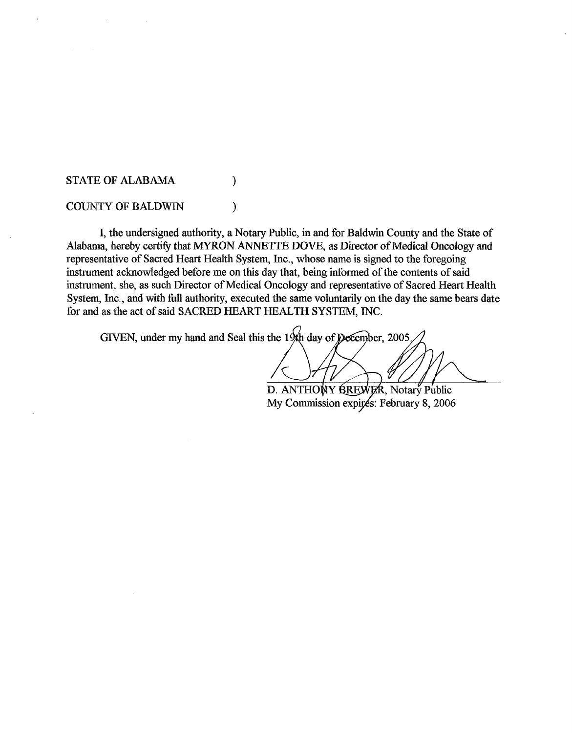STATE OF ALABAMA )

COUNTY OF BALDWIN )

I, the undersigned authority, a Notary Public, in and for Baldwin County and the State of Alabama, hereby certify that MYRON ANNETTE DOVE, as Director of Medical Oncology and representative of Sacred Heart Health System, Inc., whose name is signed to the foregoing instrument acknowledged before me on this day that, being informed of the contents of said instrument, she, as such Director of Medical Oncology and representative of Sacred Heart Health System, Inc., and with full authority, executed the same voluntarily on the day the same bears date for and as the act of said SACRED HEART HEALTH SYSTEM, INC.

GIVEN, under my hand and Seal this the 19th day of December, 2005.

D. ANTHONY BREWER, Notary Public
My Commission expires: February 8, 2006